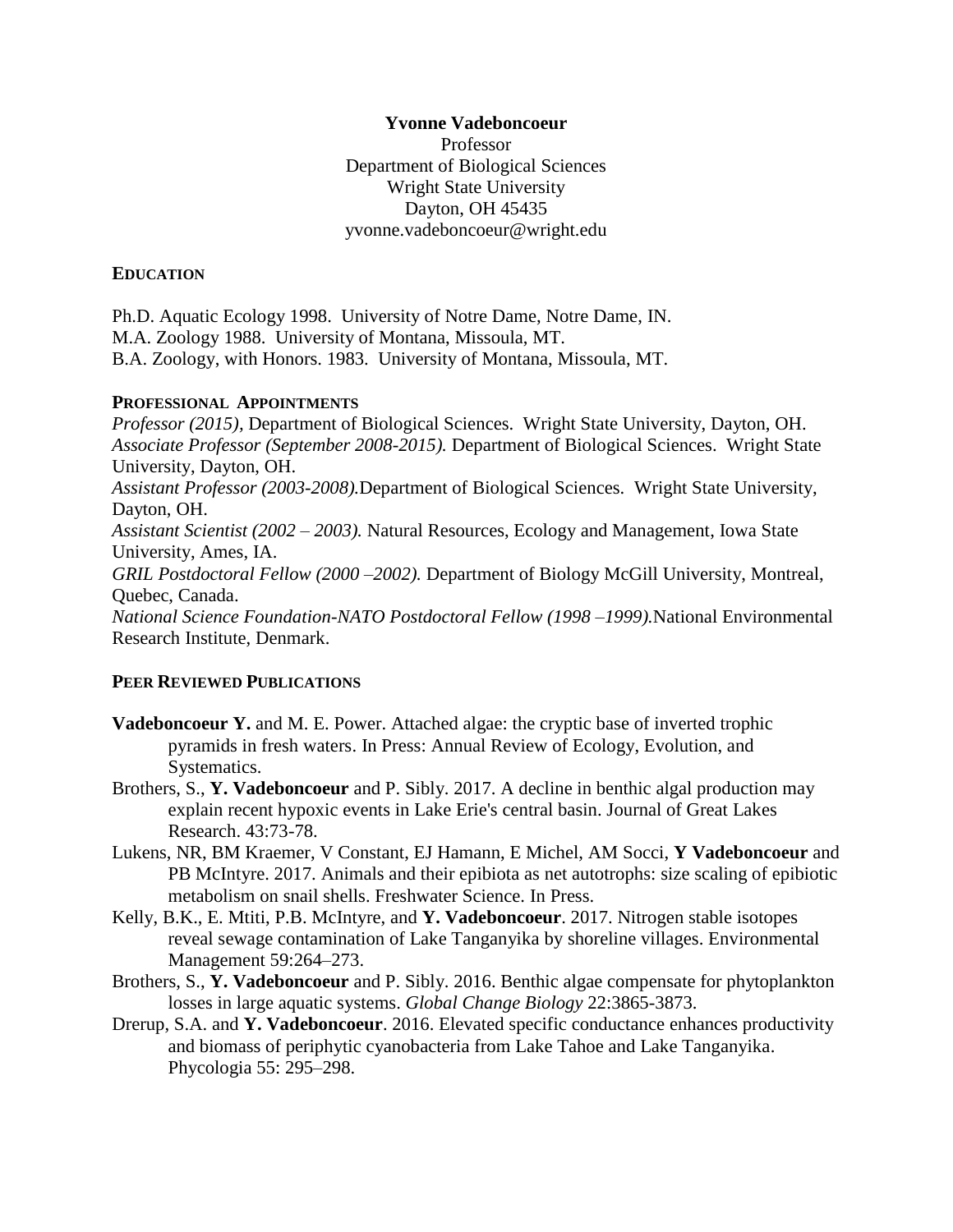**Yvonne Vadeboncoeur**
Professor
Department of Biological Sciences
Wright State University
Dayton, OH 45435
yvonne.vadeboncoeur@wright.edu

## EDUCATION

Ph.D. Aquatic Ecology 1998. University of Notre Dame, Notre Dame, IN.
M.A. Zoology 1988. University of Montana, Missoula, MT.
B.A. Zoology, with Honors. 1983. University of Montana, Missoula, MT.

## PROFESSIONAL APPOINTMENTS

*Professor (2015)*, Department of Biological Sciences. Wright State University, Dayton, OH.
*Associate Professor (September 2008-2015).* Department of Biological Sciences. Wright State University, Dayton, OH.
*Assistant Professor (2003-2008).*Department of Biological Sciences. Wright State University, Dayton, OH.
*Assistant Scientist (2002 – 2003).* Natural Resources, Ecology and Management, Iowa State University, Ames, IA.
*GRIL Postdoctoral Fellow (2000 –2002).* Department of Biology McGill University, Montreal, Quebec, Canada.
*National Science Foundation-NATO Postdoctoral Fellow (1998 –1999).*National Environmental Research Institute, Denmark.

## PEER REVIEWED PUBLICATIONS

**Vadeboncoeur Y.** and M. E. Power. Attached algae: the cryptic base of inverted trophic pyramids in fresh waters. In Press: Annual Review of Ecology, Evolution, and Systematics.

Brothers, S., **Y. Vadeboncoeur** and P. Sibly. 2017. A decline in benthic algal production may explain recent hypoxic events in Lake Erie's central basin. Journal of Great Lakes Research. 43:73-78.

Lukens, NR, BM Kraemer, V Constant, EJ Hamann, E Michel, AM Socci, **Y Vadeboncoeur** and PB McIntyre. 2017. Animals and their epibiota as net autotrophs: size scaling of epibiotic metabolism on snail shells. Freshwater Science. In Press.

Kelly, B.K., E. Mtiti, P.B. McIntyre, and **Y. Vadeboncoeur**. 2017. Nitrogen stable isotopes reveal sewage contamination of Lake Tanganyika by shoreline villages. Environmental Management 59:264–273.

Brothers, S., **Y. Vadeboncoeur** and P. Sibly. 2016. Benthic algae compensate for phytoplankton losses in large aquatic systems. *Global Change Biology* 22:3865-3873.

Drerup, S.A. and **Y. Vadeboncoeur**. 2016. Elevated specific conductance enhances productivity and biomass of periphytic cyanobacteria from Lake Tahoe and Lake Tanganyika. Phycologia 55: 295–298.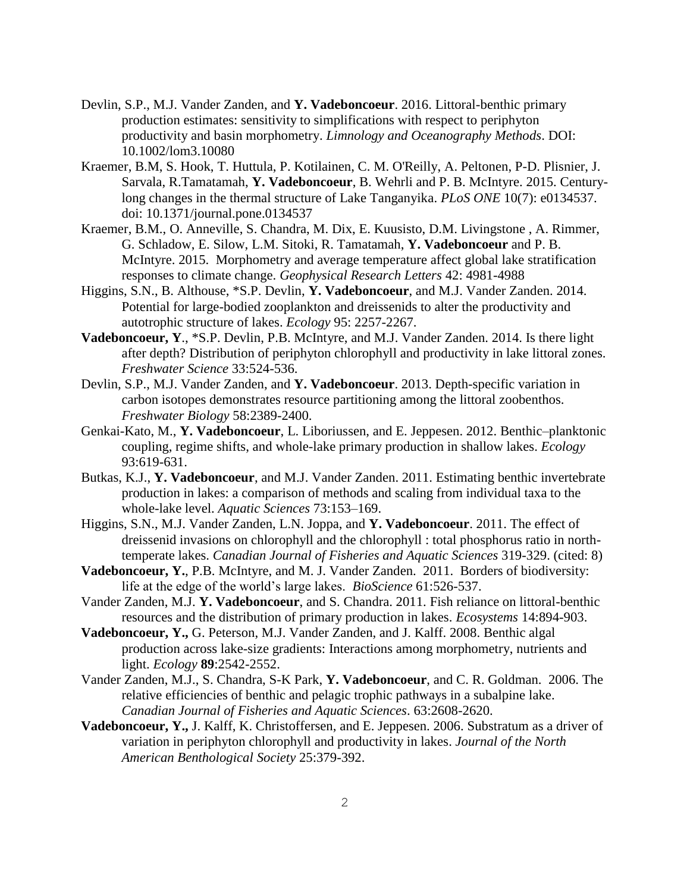Devlin, S.P., M.J. Vander Zanden, and **Y. Vadeboncoeur**. 2016. Littoral-benthic primary production estimates: sensitivity to simplifications with respect to periphyton productivity and basin morphometry. *Limnology and Oceanography Methods*. DOI: 10.1002/lom3.10080

Kraemer, B.M, S. Hook, T. Huttula, P. Kotilainen, C. M. O'Reilly, A. Peltonen, P-D. Plisnier, J. Sarvala, R.Tamatamah, **Y. Vadeboncoeur**, B. Wehrli and P. B. McIntyre. 2015. Century-long changes in the thermal structure of Lake Tanganyika. *PLoS ONE* 10(7): e0134537. doi: 10.1371/journal.pone.0134537

Kraemer, B.M., O. Anneville, S. Chandra, M. Dix, E. Kuusisto, D.M. Livingstone , A. Rimmer, G. Schladow, E. Silow, L.M. Sitoki, R. Tamatamah, **Y. Vadeboncoeur** and P. B. McIntyre. 2015. Morphometry and average temperature affect global lake stratification responses to climate change. *Geophysical Research Letters* 42: 4981-4988

Higgins, S.N., B. Althouse, *S.P. Devlin, **Y. Vadeboncoeur**, and M.J. Vander Zanden. 2014. Potential for large-bodied zooplankton and dreissenids to alter the productivity and autotrophic structure of lakes. *Ecology* 95: 2257-2267.

**Vadeboncoeur, Y**., *S.P. Devlin, P.B. McIntyre, and M.J. Vander Zanden. 2014. Is there light after depth? Distribution of periphyton chlorophyll and productivity in lake littoral zones. *Freshwater Science* 33:524-536.

Devlin, S.P., M.J. Vander Zanden, and **Y. Vadeboncoeur**. 2013. Depth-specific variation in carbon isotopes demonstrates resource partitioning among the littoral zoobenthos. *Freshwater Biology* 58:2389-2400.

Genkai-Kato, M., **Y. Vadeboncoeur**, L. Liboriussen, and E. Jeppesen. 2012. Benthic–planktonic coupling, regime shifts, and whole-lake primary production in shallow lakes. *Ecology* 93:619-631.

Butkas, K.J., **Y. Vadeboncoeur**, and M.J. Vander Zanden. 2011. Estimating benthic invertebrate production in lakes: a comparison of methods and scaling from individual taxa to the whole-lake level. *Aquatic Sciences* 73:153–169.

Higgins, S.N., M.J. Vander Zanden, L.N. Joppa, and **Y. Vadeboncoeur**. 2011. The effect of dreissenid invasions on chlorophyll and the chlorophyll : total phosphorus ratio in north-temperate lakes. *Canadian Journal of Fisheries and Aquatic Sciences* 319-329. (cited: 8)

**Vadeboncoeur, Y.**, P.B. McIntyre, and M. J. Vander Zanden. 2011. Borders of biodiversity: life at the edge of the world's large lakes. *BioScience* 61:526-537.

Vander Zanden, M.J. **Y. Vadeboncoeur**, and S. Chandra. 2011. Fish reliance on littoral-benthic resources and the distribution of primary production in lakes. *Ecosystems* 14:894-903.

**Vadeboncoeur, Y.,** G. Peterson, M.J. Vander Zanden, and J. Kalff. 2008. Benthic algal production across lake-size gradients: Interactions among morphometry, nutrients and light. *Ecology* **89**:2542-2552.

Vander Zanden, M.J., S. Chandra, S-K Park, **Y. Vadeboncoeur**, and C. R. Goldman. 2006. The relative efficiencies of benthic and pelagic trophic pathways in a subalpine lake. *Canadian Journal of Fisheries and Aquatic Sciences*. 63:2608-2620.

**Vadeboncoeur, Y.,** J. Kalff, K. Christoffersen, and E. Jeppesen. 2006. Substratum as a driver of variation in periphyton chlorophyll and productivity in lakes. *Journal of the North American Benthological Society* 25:379-392.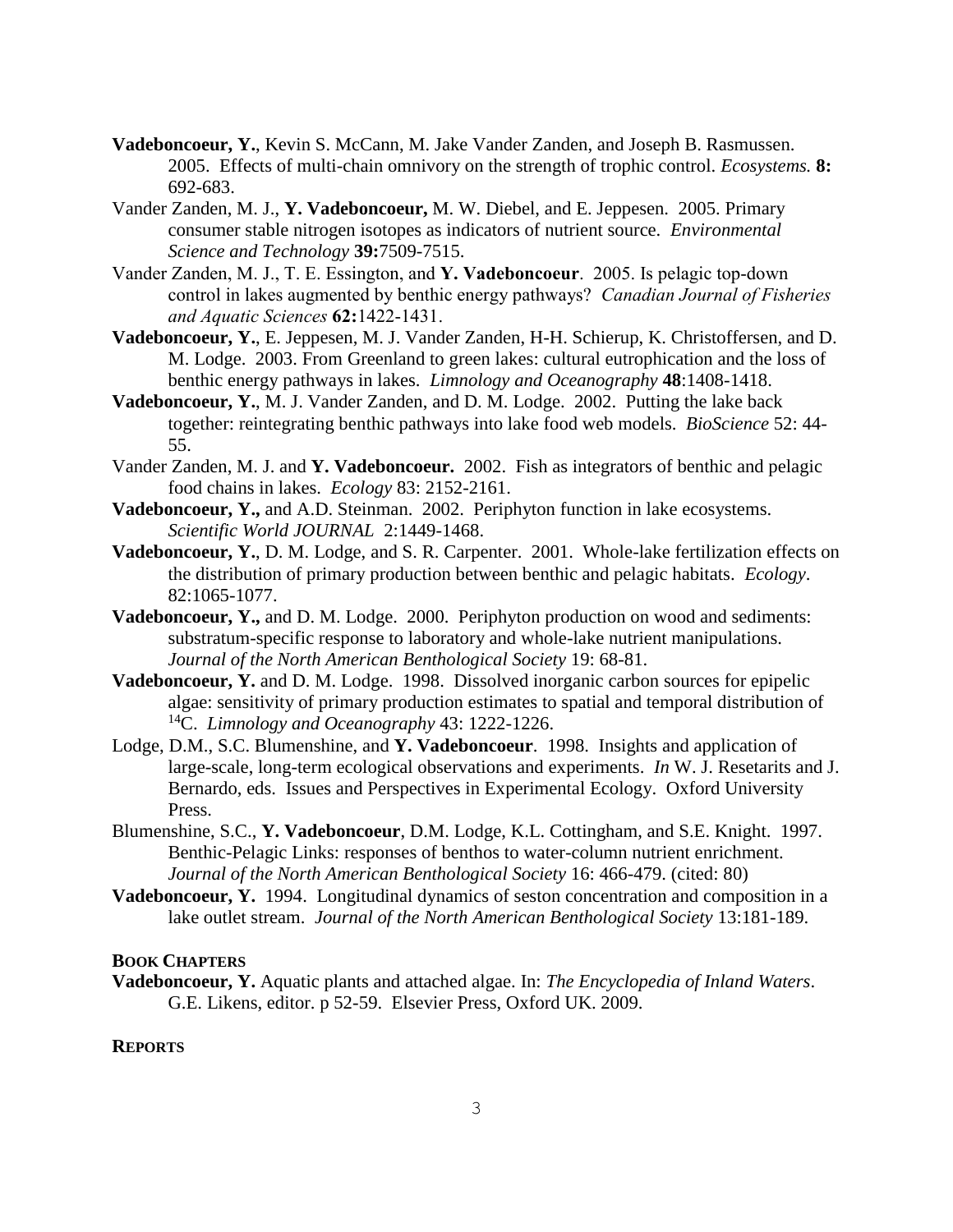**Vadeboncoeur, Y.**, Kevin S. McCann, M. Jake Vander Zanden, and Joseph B. Rasmussen. 2005. Effects of multi-chain omnivory on the strength of trophic control. *Ecosystems.* **8:** 692-683.

Vander Zanden, M. J., **Y. Vadeboncoeur,** M. W. Diebel, and E. Jeppesen. 2005. Primary consumer stable nitrogen isotopes as indicators of nutrient source. *Environmental Science and Technology* **39:**7509-7515.

Vander Zanden, M. J., T. E. Essington, and **Y. Vadeboncoeur**. 2005. Is pelagic top-down control in lakes augmented by benthic energy pathways? *Canadian Journal of Fisheries and Aquatic Sciences* **62:**1422-1431.

**Vadeboncoeur, Y.**, E. Jeppesen, M. J. Vander Zanden, H-H. Schierup, K. Christoffersen, and D. M. Lodge. 2003. From Greenland to green lakes: cultural eutrophication and the loss of benthic energy pathways in lakes. *Limnology and Oceanography* **48**:1408-1418.

**Vadeboncoeur, Y.**, M. J. Vander Zanden, and D. M. Lodge. 2002. Putting the lake back together: reintegrating benthic pathways into lake food web models. *BioScience* 52: 44-55.

Vander Zanden, M. J. and **Y. Vadeboncoeur.** 2002. Fish as integrators of benthic and pelagic food chains in lakes. *Ecology* 83: 2152-2161.

**Vadeboncoeur, Y.,** and A.D. Steinman. 2002. Periphyton function in lake ecosystems. *Scientific World JOURNAL* 2:1449-1468.

**Vadeboncoeur, Y.**, D. M. Lodge, and S. R. Carpenter. 2001. Whole-lake fertilization effects on the distribution of primary production between benthic and pelagic habitats. *Ecology*. 82:1065-1077.

**Vadeboncoeur, Y.,** and D. M. Lodge. 2000. Periphyton production on wood and sediments: substratum-specific response to laboratory and whole-lake nutrient manipulations. *Journal of the North American Benthological Society* 19: 68-81.

**Vadeboncoeur, Y.** and D. M. Lodge. 1998. Dissolved inorganic carbon sources for epipelic algae: sensitivity of primary production estimates to spatial and temporal distribution of $^{14}C$. *Limnology and Oceanography* 43: 1222-1226.

Lodge, D.M., S.C. Blumenshine, and **Y. Vadeboncoeur**. 1998. Insights and application of large-scale, long-term ecological observations and experiments. *In* W. J. Resetarits and J. Bernardo, eds. Issues and Perspectives in Experimental Ecology. Oxford University Press.

Blumenshine, S.C., **Y. Vadeboncoeur**, D.M. Lodge, K.L. Cottingham, and S.E. Knight. 1997. Benthic-Pelagic Links: responses of benthos to water-column nutrient enrichment. *Journal of the North American Benthological Society* 16: 466-479. (cited: 80)

**Vadeboncoeur, Y.** 1994. Longitudinal dynamics of seston concentration and composition in a lake outlet stream. *Journal of the North American Benthological Society* 13:181-189.

## BOOK CHAPTERS

**Vadeboncoeur, Y.** Aquatic plants and attached algae. In: *The Encyclopedia of Inland Waters*. G.E. Likens, editor. p 52-59. Elsevier Press, Oxford UK. 2009.

## REPORTS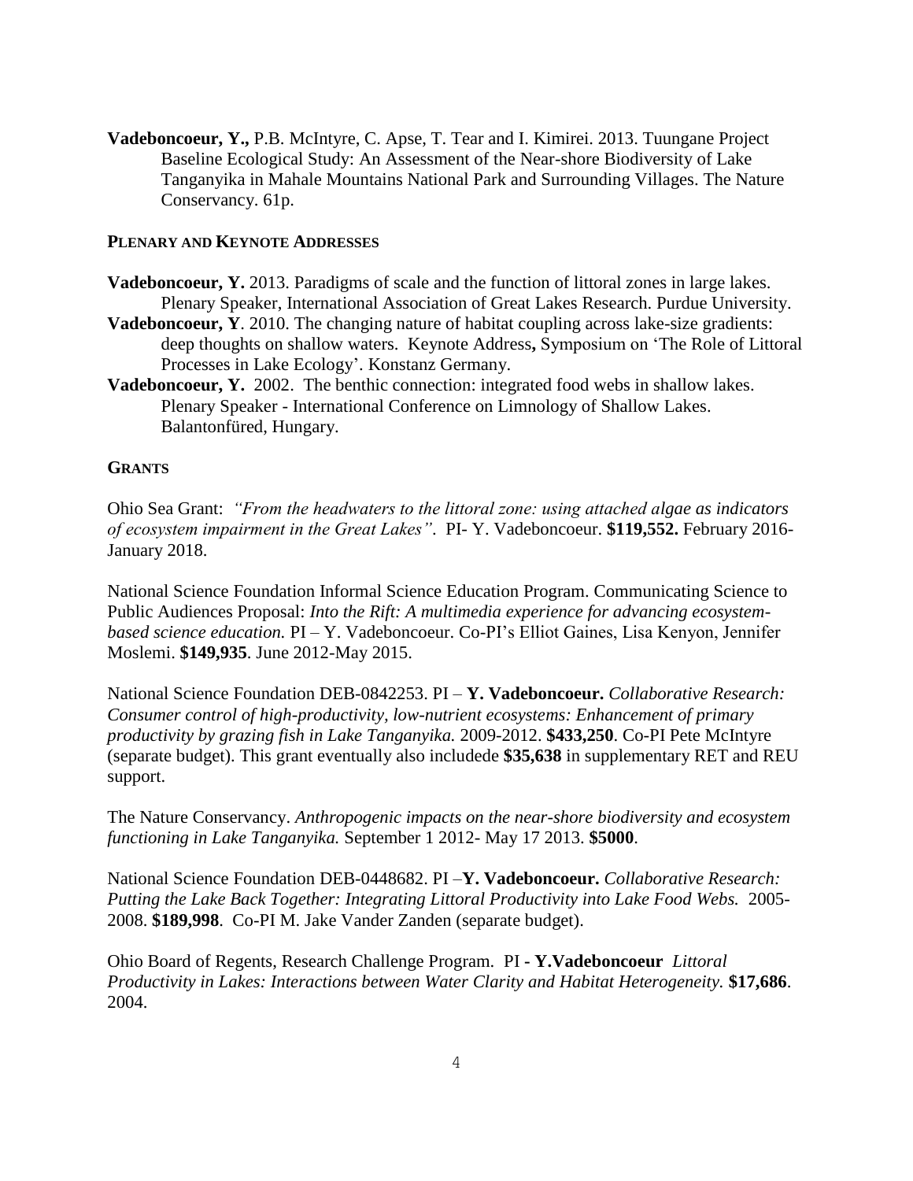**Vadeboncoeur, Y.,** P.B. McIntyre, C. Apse, T. Tear and I. Kimirei. 2013. Tuungane Project Baseline Ecological Study: An Assessment of the Near-shore Biodiversity of Lake Tanganyika in Mahale Mountains National Park and Surrounding Villages. The Nature Conservancy. 61p.

## PLENARY AND KEYNOTE ADDRESSES

**Vadeboncoeur, Y.** 2013. Paradigms of scale and the function of littoral zones in large lakes. Plenary Speaker, International Association of Great Lakes Research. Purdue University.

**Vadeboncoeur, Y**. 2010. The changing nature of habitat coupling across lake-size gradients: deep thoughts on shallow waters. Keynote Address**,** Symposium on 'The Role of Littoral Processes in Lake Ecology'. Konstanz Germany.

**Vadeboncoeur, Y.** 2002. The benthic connection: integrated food webs in shallow lakes. Plenary Speaker - International Conference on Limnology of Shallow Lakes. Balantonfüred, Hungary.

## GRANTS

Ohio Sea Grant: *"From the headwaters to the littoral zone: using attached algae as indicators of ecosystem impairment in the Great Lakes".* PI- Y. Vadeboncoeur. **$119,552.** February 2016-January 2018.

National Science Foundation Informal Science Education Program. Communicating Science to Public Audiences Proposal: *Into the Rift: A multimedia experience for advancing ecosystem-based science education.* PI – Y. Vadeboncoeur. Co-PI's Elliot Gaines, Lisa Kenyon, Jennifer Moslemi. **$149,935**. June 2012-May 2015.

National Science Foundation DEB-0842253. PI – **Y. Vadeboncoeur.** *Collaborative Research: Consumer control of high-productivity, low-nutrient ecosystems: Enhancement of primary productivity by grazing fish in Lake Tanganyika.* 2009-2012. **$433,250**. Co-PI Pete McIntyre (separate budget). This grant eventually also includede **$35,638** in supplementary RET and REU support.

The Nature Conservancy. *Anthropogenic impacts on the near-shore biodiversity and ecosystem functioning in Lake Tanganyika.* September 1 2012- May 17 2013. **$5000**.

National Science Foundation DEB-0448682. PI –**Y. Vadeboncoeur.** *Collaborative Research: Putting the Lake Back Together: Integrating Littoral Productivity into Lake Food Webs.* 2005-2008. **$189,998**. Co-PI M. Jake Vander Zanden (separate budget).

Ohio Board of Regents, Research Challenge Program. PI - **Y.Vadeboncoeur** *Littoral Productivity in Lakes: Interactions between Water Clarity and Habitat Heterogeneity.* **$17,686**. 2004.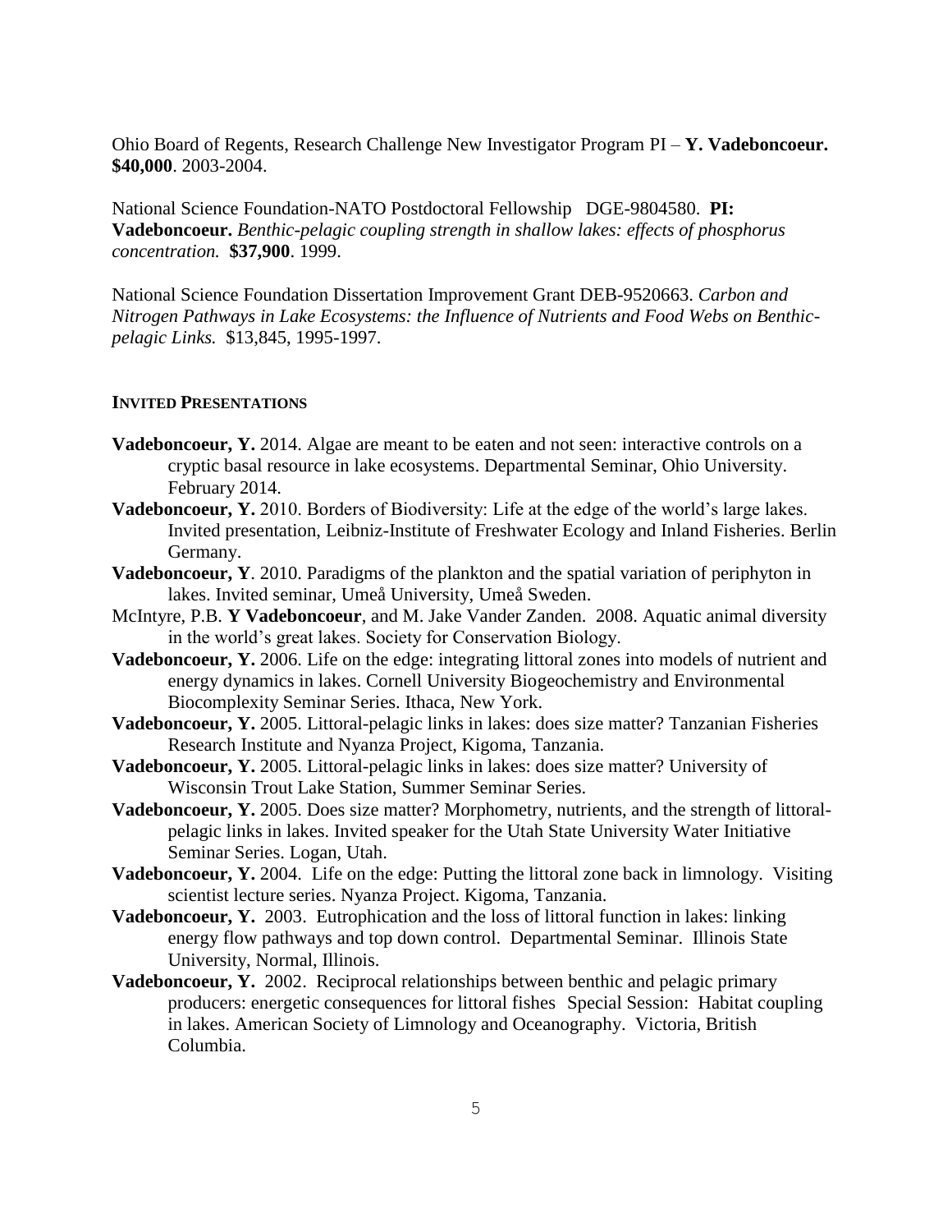Ohio Board of Regents, Research Challenge New Investigator Program PI – **Y. Vadeboncoeur. $40,000**. 2003-2004.

National Science Foundation-NATO Postdoctoral Fellowship DGE-9804580. **PI: Vadeboncoeur.** *Benthic-pelagic coupling strength in shallow lakes: effects of phosphorus concentration.* **$37,900**. 1999.

National Science Foundation Dissertation Improvement Grant DEB-9520663. *Carbon and Nitrogen Pathways in Lake Ecosystems: the Influence of Nutrients and Food Webs on Benthic-pelagic Links.* $13,845, 1995-1997.

## INVITED PRESENTATIONS

**Vadeboncoeur, Y.** 2014. Algae are meant to be eaten and not seen: interactive controls on a cryptic basal resource in lake ecosystems. Departmental Seminar, Ohio University. February 2014.

**Vadeboncoeur, Y.** 2010. Borders of Biodiversity: Life at the edge of the world's large lakes. Invited presentation, Leibniz-Institute of Freshwater Ecology and Inland Fisheries. Berlin Germany.

**Vadeboncoeur, Y**. 2010. Paradigms of the plankton and the spatial variation of periphyton in lakes. Invited seminar, Umeå University, Umeå Sweden.

McIntyre, P.B. **Y Vadeboncoeur**, and M. Jake Vander Zanden. 2008. Aquatic animal diversity in the world's great lakes. Society for Conservation Biology.

**Vadeboncoeur, Y.** 2006. Life on the edge: integrating littoral zones into models of nutrient and energy dynamics in lakes. Cornell University Biogeochemistry and Environmental Biocomplexity Seminar Series. Ithaca, New York.

**Vadeboncoeur, Y.** 2005. Littoral-pelagic links in lakes: does size matter? Tanzanian Fisheries Research Institute and Nyanza Project, Kigoma, Tanzania.

**Vadeboncoeur, Y.** 2005. Littoral-pelagic links in lakes: does size matter? University of Wisconsin Trout Lake Station, Summer Seminar Series.

**Vadeboncoeur, Y.** 2005. Does size matter? Morphometry, nutrients, and the strength of littoral-pelagic links in lakes. Invited speaker for the Utah State University Water Initiative Seminar Series. Logan, Utah.

**Vadeboncoeur, Y.** 2004. Life on the edge: Putting the littoral zone back in limnology. Visiting scientist lecture series. Nyanza Project. Kigoma, Tanzania.

**Vadeboncoeur, Y.** 2003. Eutrophication and the loss of littoral function in lakes: linking energy flow pathways and top down control. Departmental Seminar. Illinois State University, Normal, Illinois.

**Vadeboncoeur, Y.** 2002. Reciprocal relationships between benthic and pelagic primary producers: energetic consequences for littoral fishes Special Session: Habitat coupling in lakes. American Society of Limnology and Oceanography. Victoria, British Columbia.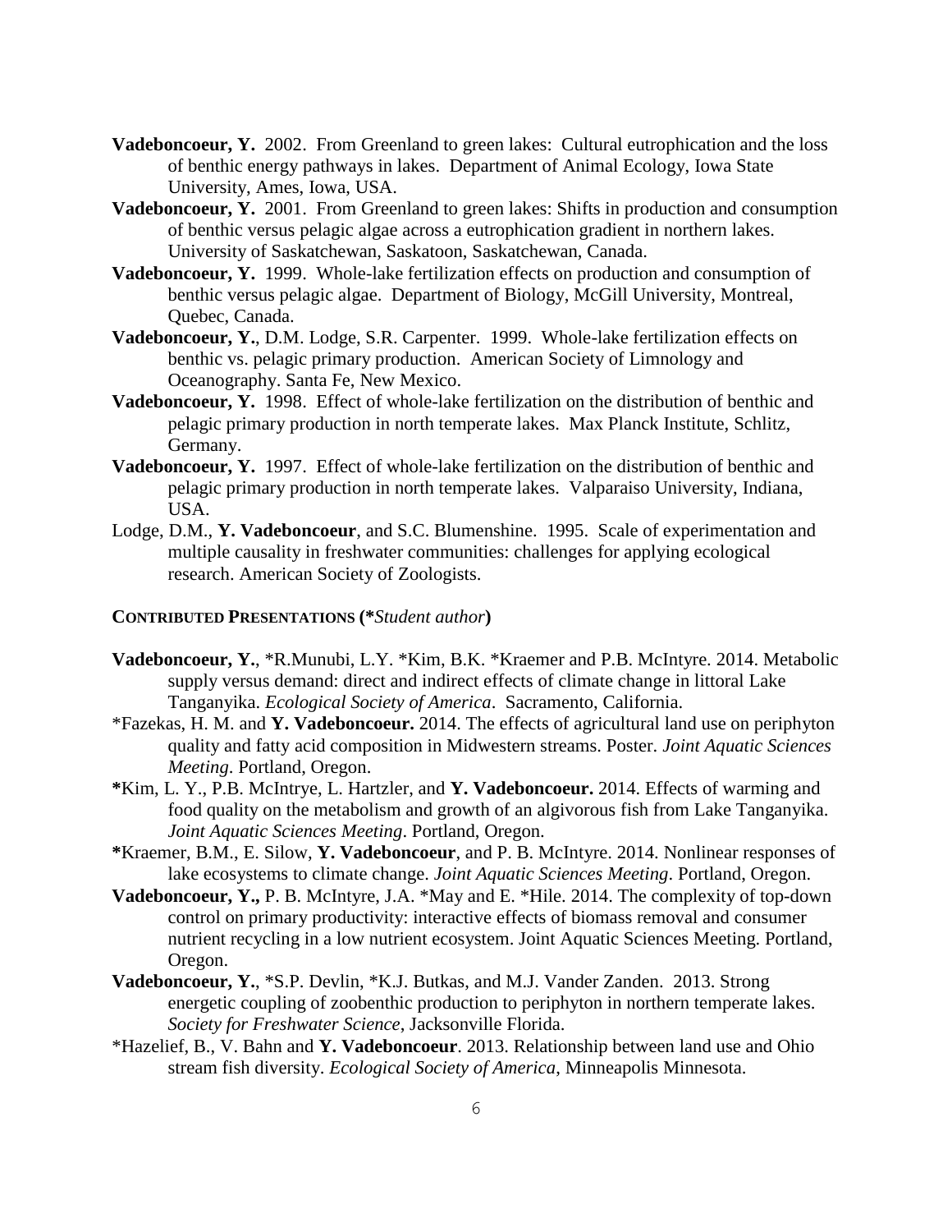**Vadeboncoeur, Y.** 2002. From Greenland to green lakes: Cultural eutrophication and the loss of benthic energy pathways in lakes. Department of Animal Ecology, Iowa State University, Ames, Iowa, USA.

**Vadeboncoeur, Y.** 2001. From Greenland to green lakes: Shifts in production and consumption of benthic versus pelagic algae across a eutrophication gradient in northern lakes. University of Saskatchewan, Saskatoon, Saskatchewan, Canada.

**Vadeboncoeur, Y.** 1999. Whole-lake fertilization effects on production and consumption of benthic versus pelagic algae. Department of Biology, McGill University, Montreal, Quebec, Canada.

**Vadeboncoeur, Y.**, D.M. Lodge, S.R. Carpenter. 1999. Whole-lake fertilization effects on benthic vs. pelagic primary production. American Society of Limnology and Oceanography. Santa Fe, New Mexico.

**Vadeboncoeur, Y.** 1998. Effect of whole-lake fertilization on the distribution of benthic and pelagic primary production in north temperate lakes. Max Planck Institute, Schlitz, Germany.

**Vadeboncoeur, Y.** 1997. Effect of whole-lake fertilization on the distribution of benthic and pelagic primary production in north temperate lakes. Valparaiso University, Indiana, USA.

Lodge, D.M., **Y. Vadeboncoeur**, and S.C. Blumenshine. 1995. Scale of experimentation and multiple causality in freshwater communities: challenges for applying ecological research. American Society of Zoologists.

### CONTRIBUTED PRESENTATIONS (*\*Student author*)

**Vadeboncoeur, Y.**, *R.Munubi, L.Y. *Kim, B.K. *Kraemer and P.B. McIntyre. 2014. Metabolic supply versus demand: direct and indirect effects of climate change in littoral Lake Tanganyika. *Ecological Society of America*. Sacramento, California.

*Fazekas, H. M. and **Y. Vadeboncoeur.** 2014. The effects of agricultural land use on periphyton quality and fatty acid composition in Midwestern streams. Poster. *Joint Aquatic Sciences Meeting*. Portland, Oregon.

*Kim, L. Y., P.B. McIntrye, L. Hartzler, and **Y. Vadeboncoeur.** 2014. Effects of warming and food quality on the metabolism and growth of an algivorous fish from Lake Tanganyika. *Joint Aquatic Sciences Meeting*. Portland, Oregon.

*Kraemer, B.M., E. Silow, **Y. Vadeboncoeur**, and P. B. McIntyre. 2014. Nonlinear responses of lake ecosystems to climate change. *Joint Aquatic Sciences Meeting*. Portland, Oregon.

**Vadeboncoeur, Y.,** P. B. McIntyre, J.A. *May and E. *Hile. 2014. The complexity of top-down control on primary productivity: interactive effects of biomass removal and consumer nutrient recycling in a low nutrient ecosystem. Joint Aquatic Sciences Meeting. Portland, Oregon.

**Vadeboncoeur, Y.**, *S.P. Devlin, *K.J. Butkas, and M.J. Vander Zanden. 2013. Strong energetic coupling of zoobenthic production to periphyton in northern temperate lakes. *Society for Freshwater Science*, Jacksonville Florida.

*Hazelief, B., V. Bahn and **Y. Vadeboncoeur**. 2013. Relationship between land use and Ohio stream fish diversity. *Ecological Society of America*, Minneapolis Minnesota.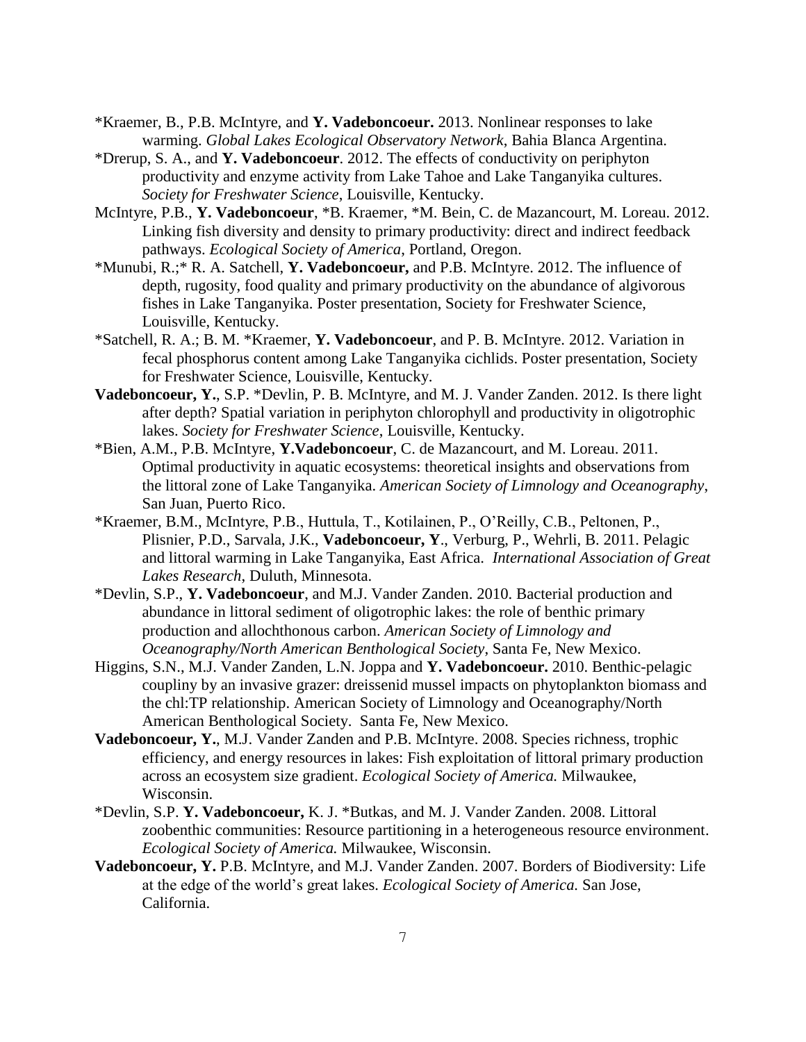*Kraemer, B., P.B. McIntyre, and **Y. Vadeboncoeur.** 2013. Nonlinear responses to lake warming. *Global Lakes Ecological Observatory Network*, Bahia Blanca Argentina.

*Drerup, S. A., and **Y. Vadeboncoeur**. 2012. The effects of conductivity on periphyton productivity and enzyme activity from Lake Tahoe and Lake Tanganyika cultures. *Society for Freshwater Science*, Louisville, Kentucky.

McIntyre, P.B., **Y. Vadeboncoeur**, *B. Kraemer, *M. Bein, C. de Mazancourt, M. Loreau. 2012. Linking fish diversity and density to primary productivity: direct and indirect feedback pathways. *Ecological Society of America*, Portland, Oregon.

*Munubi, R.;* R. A. Satchell, **Y. Vadeboncoeur,** and P.B. McIntyre. 2012. The influence of depth, rugosity, food quality and primary productivity on the abundance of algivorous fishes in Lake Tanganyika. Poster presentation, Society for Freshwater Science, Louisville, Kentucky.

*Satchell, R. A.; B. M. *Kraemer, **Y. Vadeboncoeur**, and P. B. McIntyre. 2012. Variation in fecal phosphorus content among Lake Tanganyika cichlids. Poster presentation, Society for Freshwater Science, Louisville, Kentucky.

**Vadeboncoeur, Y.**, S.P. *Devlin, P. B. McIntyre, and M. J. Vander Zanden. 2012. Is there light after depth? Spatial variation in periphyton chlorophyll and productivity in oligotrophic lakes. *Society for Freshwater Science*, Louisville, Kentucky.

*Bien, A.M., P.B. McIntyre, **Y.Vadeboncoeur**, C. de Mazancourt, and M. Loreau. 2011. Optimal productivity in aquatic ecosystems: theoretical insights and observations from the littoral zone of Lake Tanganyika. *American Society of Limnology and Oceanography*, San Juan, Puerto Rico.

*Kraemer, B.M., McIntyre, P.B., Huttula, T., Kotilainen, P., O'Reilly, C.B., Peltonen, P., Plisnier, P.D., Sarvala, J.K., **Vadeboncoeur, Y**., Verburg, P., Wehrli, B. 2011. Pelagic and littoral warming in Lake Tanganyika, East Africa. *International Association of Great Lakes Research*, Duluth, Minnesota.

*Devlin, S.P., **Y. Vadeboncoeur**, and M.J. Vander Zanden. 2010. Bacterial production and abundance in littoral sediment of oligotrophic lakes: the role of benthic primary production and allochthonous carbon. *American Society of Limnology and Oceanography/North American Benthological Society*, Santa Fe, New Mexico.

Higgins, S.N., M.J. Vander Zanden, L.N. Joppa and **Y. Vadeboncoeur.** 2010. Benthic-pelagic coupliny by an invasive grazer: dreissenid mussel impacts on phytoplankton biomass and the chl:TP relationship. American Society of Limnology and Oceanography/North American Benthological Society. Santa Fe, New Mexico.

**Vadeboncoeur, Y.**, M.J. Vander Zanden and P.B. McIntyre. 2008. Species richness, trophic efficiency, and energy resources in lakes: Fish exploitation of littoral primary production across an ecosystem size gradient. *Ecological Society of America.* Milwaukee, Wisconsin.

*Devlin, S.P. **Y. Vadeboncoeur,** K. J. *Butkas, and M. J. Vander Zanden. 2008. Littoral zoobenthic communities: Resource partitioning in a heterogeneous resource environment. *Ecological Society of America.* Milwaukee, Wisconsin.

**Vadeboncoeur, Y.** P.B. McIntyre, and M.J. Vander Zanden. 2007. Borders of Biodiversity: Life at the edge of the world's great lakes. *Ecological Society of America.* San Jose, California.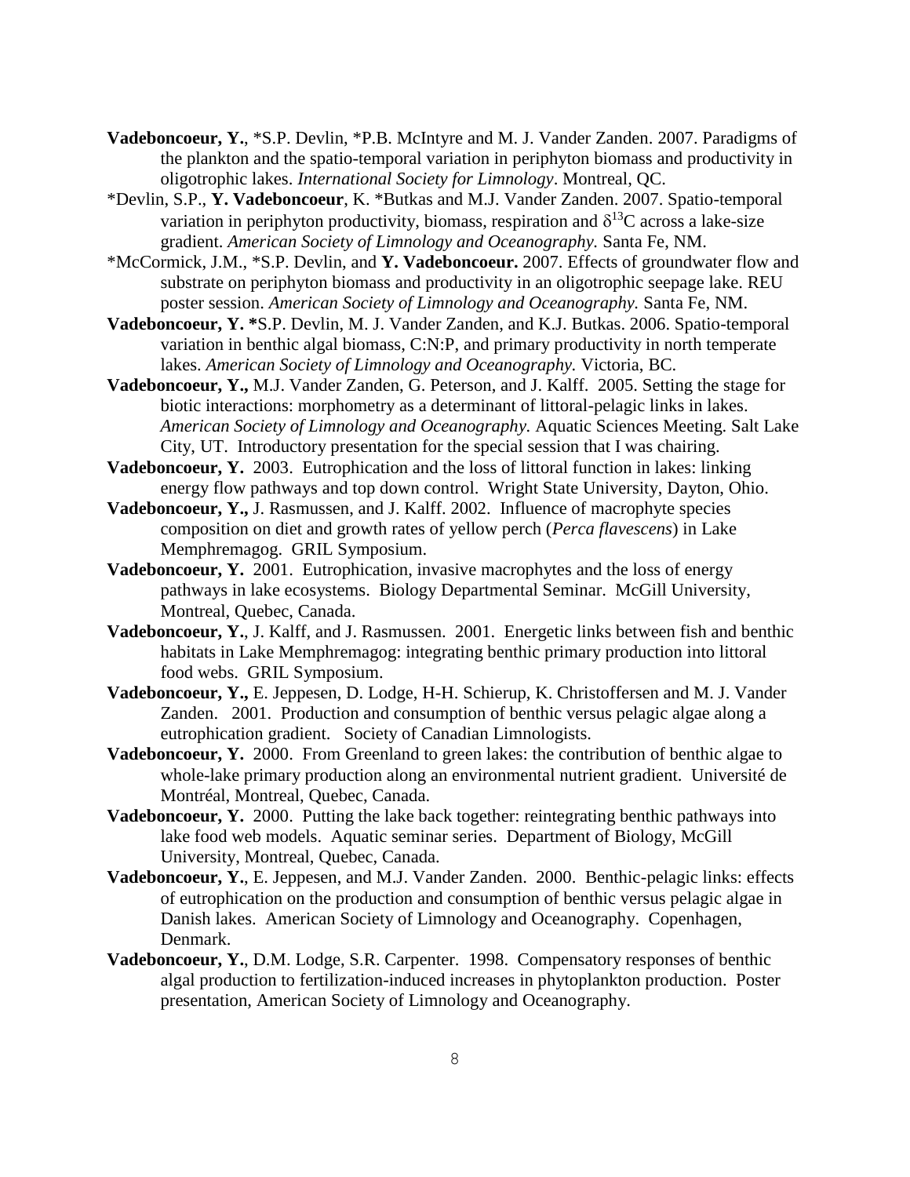**Vadeboncoeur, Y.**, *S.P. Devlin, *P.B. McIntyre and M. J. Vander Zanden. 2007. Paradigms of the plankton and the spatio-temporal variation in periphyton biomass and productivity in oligotrophic lakes. *International Society for Limnology*. Montreal, QC.

*Devlin, S.P., **Y. Vadeboncoeur**, K. *Butkas and M.J. Vander Zanden. 2007. Spatio-temporal variation in periphyton productivity, biomass, respiration and $\delta^{13}C$ across a lake-size gradient. *American Society of Limnology and Oceanography.* Santa Fe, NM.

*McCormick, J.M., *S.P. Devlin, and **Y. Vadeboncoeur.** 2007. Effects of groundwater flow and substrate on periphyton biomass and productivity in an oligotrophic seepage lake. REU poster session. *American Society of Limnology and Oceanography.* Santa Fe, NM.

**Vadeboncoeur, Y. ***S.P. Devlin, M. J. Vander Zanden, and K.J. Butkas. 2006. Spatio-temporal variation in benthic algal biomass, C:N:P, and primary productivity in north temperate lakes. *American Society of Limnology and Oceanography.* Victoria, BC.

**Vadeboncoeur, Y.,** M.J. Vander Zanden, G. Peterson, and J. Kalff. 2005. Setting the stage for biotic interactions: morphometry as a determinant of littoral-pelagic links in lakes. *American Society of Limnology and Oceanography.* Aquatic Sciences Meeting. Salt Lake City, UT. Introductory presentation for the special session that I was chairing.

**Vadeboncoeur, Y.** 2003. Eutrophication and the loss of littoral function in lakes: linking energy flow pathways and top down control. Wright State University, Dayton, Ohio.

**Vadeboncoeur, Y.,** J. Rasmussen, and J. Kalff. 2002. Influence of macrophyte species composition on diet and growth rates of yellow perch (*Perca flavescens*) in Lake Memphremagog. GRIL Symposium.

**Vadeboncoeur, Y.** 2001. Eutrophication, invasive macrophytes and the loss of energy pathways in lake ecosystems. Biology Departmental Seminar. McGill University, Montreal, Quebec, Canada.

**Vadeboncoeur, Y.**, J. Kalff, and J. Rasmussen. 2001. Energetic links between fish and benthic habitats in Lake Memphremagog: integrating benthic primary production into littoral food webs. GRIL Symposium.

**Vadeboncoeur, Y.,** E. Jeppesen, D. Lodge, H-H. Schierup, K. Christoffersen and M. J. Vander Zanden. 2001. Production and consumption of benthic versus pelagic algae along a eutrophication gradient. Society of Canadian Limnologists.

**Vadeboncoeur, Y.** 2000. From Greenland to green lakes: the contribution of benthic algae to whole-lake primary production along an environmental nutrient gradient. Université de Montréal, Montreal, Quebec, Canada.

**Vadeboncoeur, Y.** 2000. Putting the lake back together: reintegrating benthic pathways into lake food web models. Aquatic seminar series. Department of Biology, McGill University, Montreal, Quebec, Canada.

**Vadeboncoeur, Y.**, E. Jeppesen, and M.J. Vander Zanden. 2000. Benthic-pelagic links: effects of eutrophication on the production and consumption of benthic versus pelagic algae in Danish lakes. American Society of Limnology and Oceanography. Copenhagen, Denmark.

**Vadeboncoeur, Y.**, D.M. Lodge, S.R. Carpenter. 1998. Compensatory responses of benthic algal production to fertilization-induced increases in phytoplankton production. Poster presentation, American Society of Limnology and Oceanography.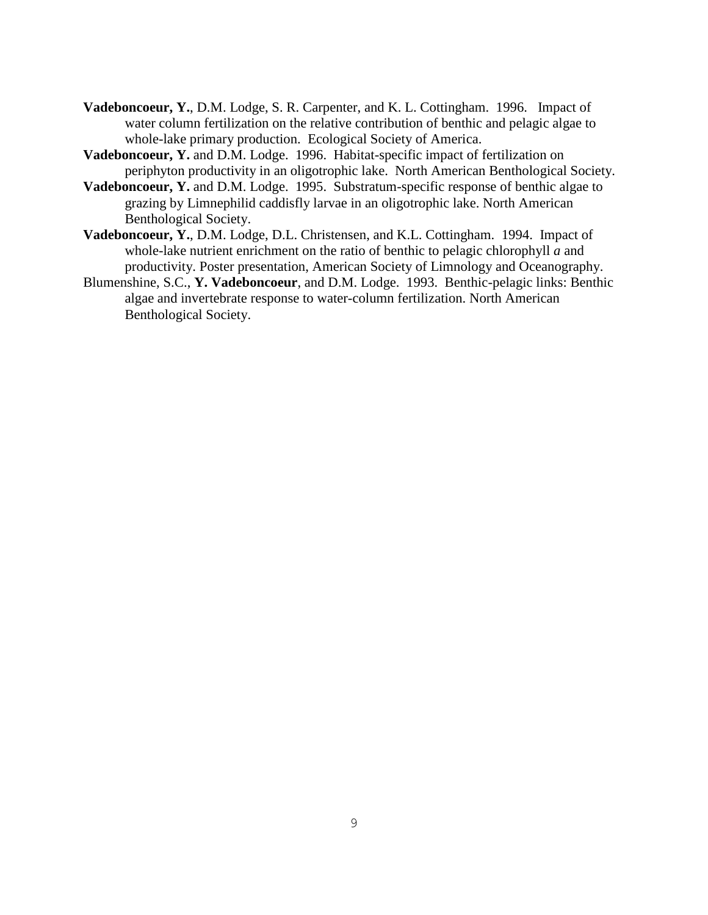**Vadeboncoeur, Y.**, D.M. Lodge, S. R. Carpenter, and K. L. Cottingham. 1996. Impact of water column fertilization on the relative contribution of benthic and pelagic algae to whole-lake primary production. Ecological Society of America.

**Vadeboncoeur, Y.** and D.M. Lodge. 1996. Habitat-specific impact of fertilization on periphyton productivity in an oligotrophic lake. North American Benthological Society.

**Vadeboncoeur, Y.** and D.M. Lodge. 1995. Substratum-specific response of benthic algae to grazing by Limnephilid caddisfly larvae in an oligotrophic lake. North American Benthological Society.

**Vadeboncoeur, Y.**, D.M. Lodge, D.L. Christensen, and K.L. Cottingham. 1994. Impact of whole-lake nutrient enrichment on the ratio of benthic to pelagic chlorophyll *a* and productivity. Poster presentation, American Society of Limnology and Oceanography.

Blumenshine, S.C., **Y. Vadeboncoeur**, and D.M. Lodge. 1993. Benthic-pelagic links: Benthic algae and invertebrate response to water-column fertilization. North American Benthological Society.